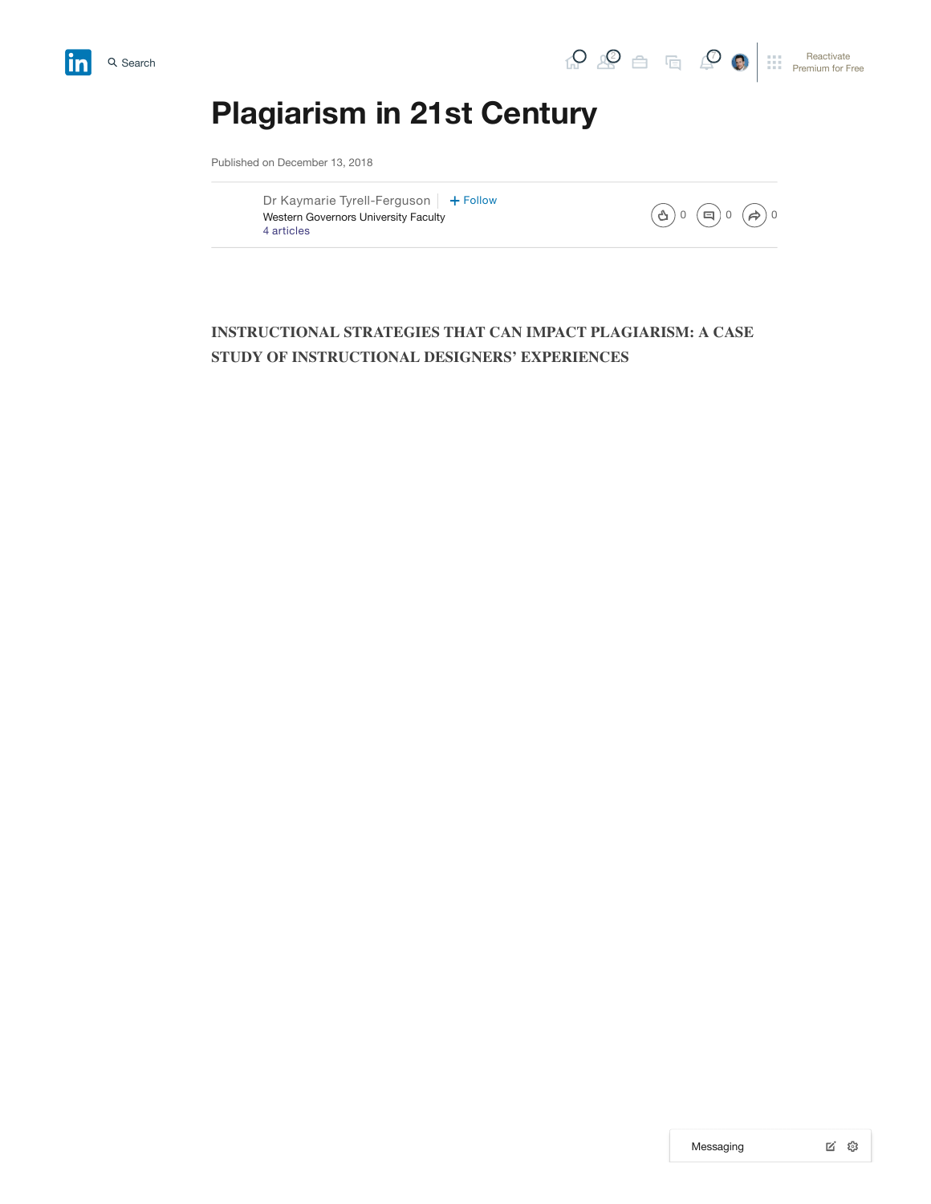# Plagiarism in 21st Century

Published on December 13, 2018

Dr Kaymarie Tyrell-Ferguson
Western Governors University Faculty
4 articles

## INSTRUCTIONAL STRATEGIES THAT CAN IMPACT PLAGIARISM: A CASE STUDY OF INSTRUCTIONAL DESIGNERS' EXPERIENCES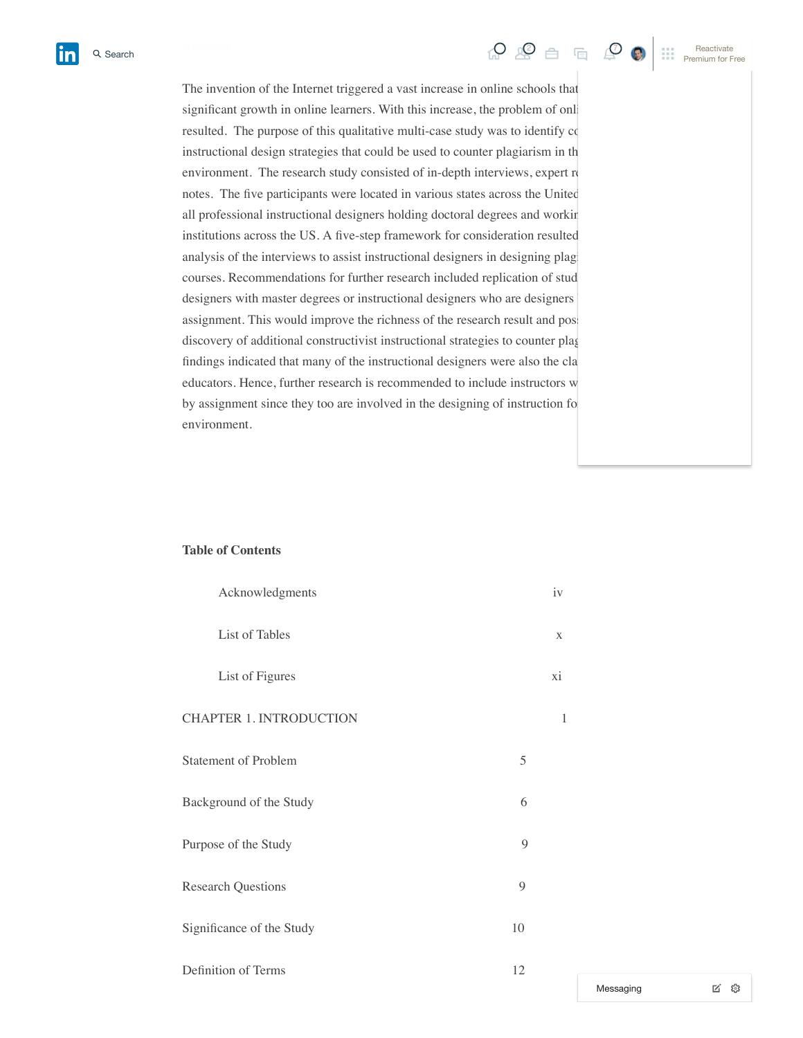The invention of the Internet triggered a vast increase in online schools that significant growth in online learners. With this increase, the problem of onli resulted. The purpose of this qualitative multi-case study was to identify co instructional design strategies that could be used to counter plagiarism in th environment. The research study consisted of in-depth interviews, expert re notes. The five participants were located in various states across the United all professional instructional designers holding doctoral degrees and workin institutions across the US. A five-step framework for consideration resulted analysis of the interviews to assist instructional designers in designing plag courses. Recommendations for further research included replication of stud designers with master degrees or instructional designers who are designers assignment. This would improve the richness of the research result and poss discovery of additional constructivist instructional strategies to counter plag findings indicated that many of the instructional designers were also the cla educators. Hence, further research is recommended to include instructors w by assignment since they too are involved in the designing of instruction fo environment.

## Table of Contents

| | |
|---|---|
| Acknowledgments | iv |
| List of Tables | x |
| List of Figures | xi |
| CHAPTER 1. INTRODUCTION | 1 |
| Statement of Problem | 5 |
| Background of the Study | 6 |
| Purpose of the Study | 9 |
| Research Questions | 9 |
| Significance of the Study | 10 |
| Definition of Terms | 12 |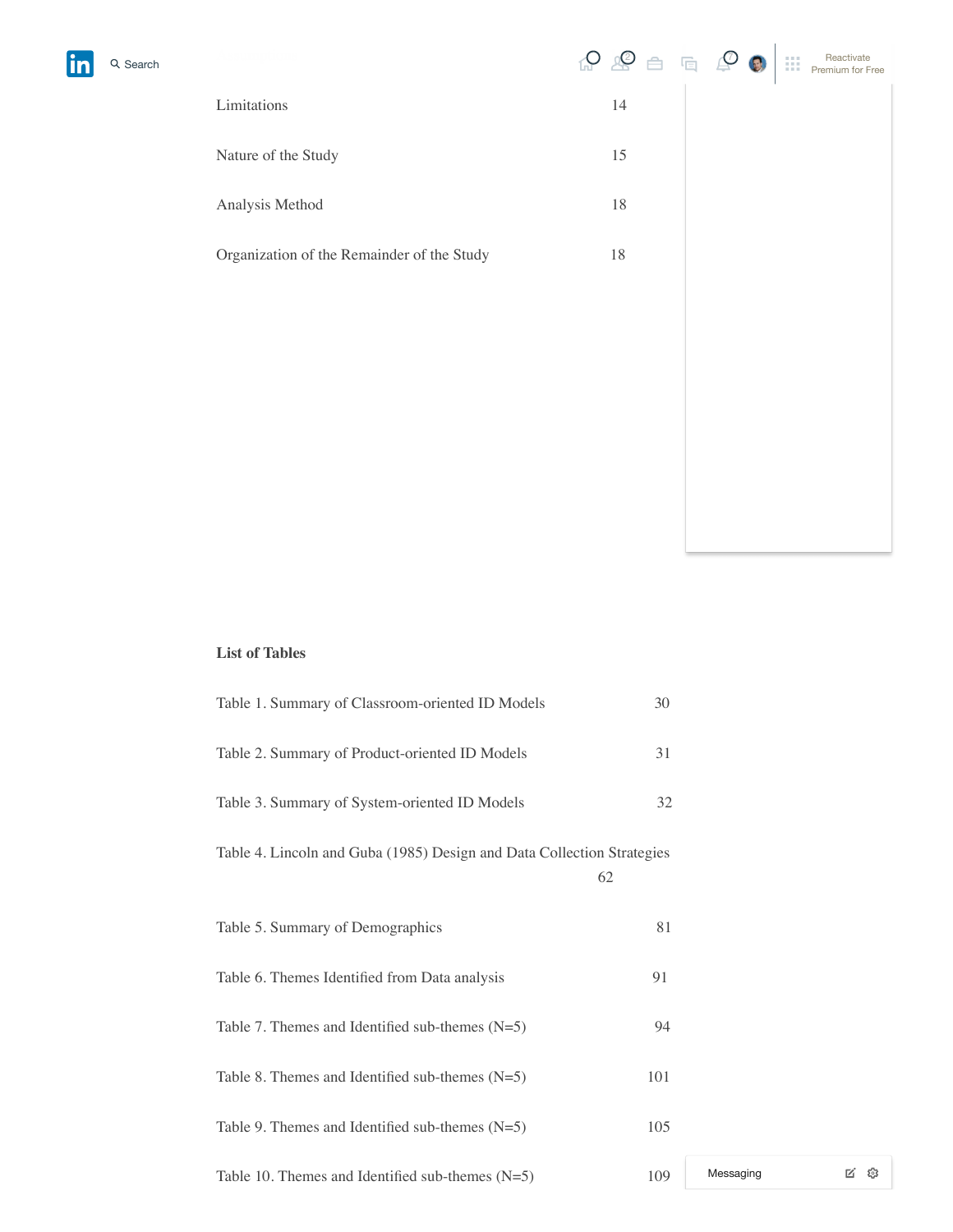Limitations 14

Nature of the Study 15

Analysis Method 18

Organization of the Remainder of the Study 18

**List of Tables**

Table 1. Summary of Classroom-oriented ID Models 30

Table 2. Summary of Product-oriented ID Models 31

Table 3. Summary of System-oriented ID Models 32

Table 4. Lincoln and Guba (1985) Design and Data Collection Strategies 62

Table 5. Summary of Demographics 81

Table 6. Themes Identified from Data analysis 91

Table 7. Themes and Identified sub-themes (N=5) 94

Table 8. Themes and Identified sub-themes (N=5) 101

Table 9. Themes and Identified sub-themes (N=5) 105

Table 10. Themes and Identified sub-themes (N=5) 109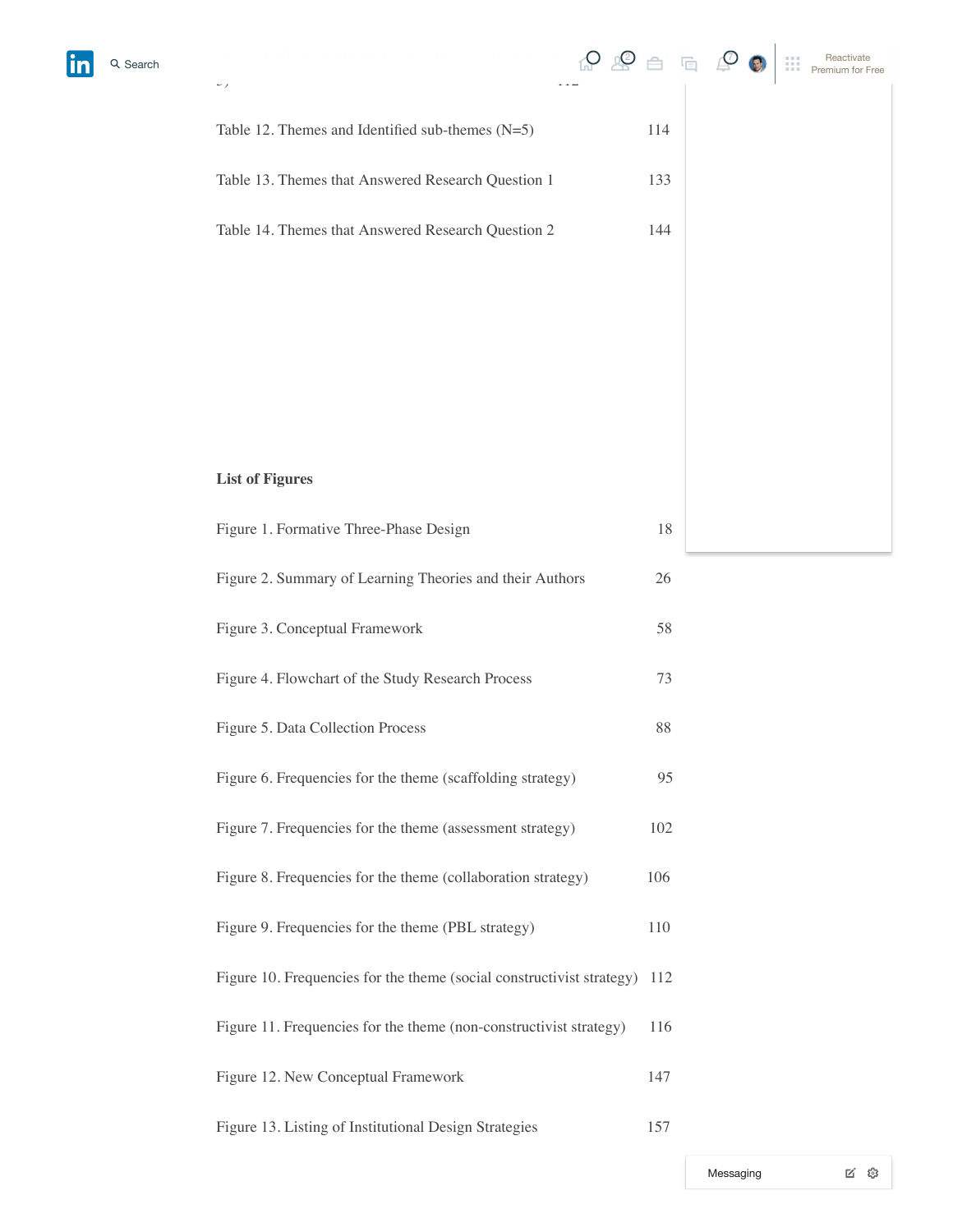Table 12. Themes and Identified sub-themes (N=5) 114

Table 13. Themes that Answered Research Question 1 133

Table 14. Themes that Answered Research Question 2 144

**List of Figures**

Figure 1. Formative Three-Phase Design 18

Figure 2. Summary of Learning Theories and their Authors 26

Figure 3. Conceptual Framework 58

Figure 4. Flowchart of the Study Research Process 73

Figure 5. Data Collection Process 88

Figure 6. Frequencies for the theme (scaffolding strategy) 95

Figure 7. Frequencies for the theme (assessment strategy) 102

Figure 8. Frequencies for the theme (collaboration strategy) 106

Figure 9. Frequencies for the theme (PBL strategy) 110

Figure 10. Frequencies for the theme (social constructivist strategy) 112

Figure 11. Frequencies for the theme (non-constructivist strategy) 116

Figure 12. New Conceptual Framework 147

Figure 13. Listing of Institutional Design Strategies 157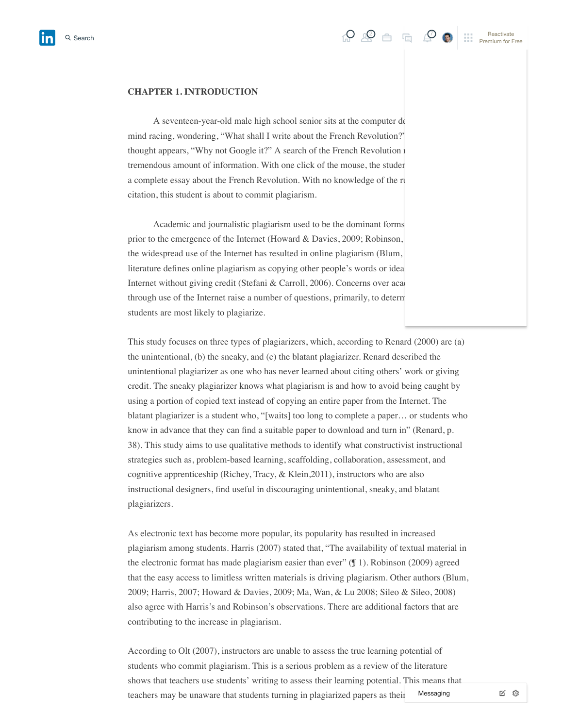# CHAPTER 1. INTRODUCTION

A seventeen-year-old male high school senior sits at the computer de
mind racing, wondering, "What shall I write about the French Revolution?"
thought appears, "Why not Google it?" A search of the French Revolution r
tremendous amount of information. With one click of the mouse, the studen
a complete essay about the French Revolution. With no knowledge of the ru
citation, this student is about to commit plagiarism.

Academic and journalistic plagiarism used to be the dominant forms
prior to the emergence of the Internet (Howard & Davies, 2009; Robinson,
the widespread use of the Internet has resulted in online plagiarism (Blum,
literature defines online plagiarism as copying other people's words or idea
Internet without giving credit (Stefani & Carroll, 2006). Concerns over aca
through use of the Internet raise a number of questions, primarily, to determ
students are most likely to plagiarize.

This study focuses on three types of plagiarizers, which, according to Renard (2000) are (a) the unintentional, (b) the sneaky, and (c) the blatant plagiarizer. Renard described the unintentional plagiarizer as one who has never learned about citing others' work or giving credit. The sneaky plagiarizer knows what plagiarism is and how to avoid being caught by using a portion of copied text instead of copying an entire paper from the Internet. The blatant plagiarizer is a student who, "[waits] too long to complete a paper… or students who know in advance that they can find a suitable paper to download and turn in" (Renard, p. 38). This study aims to use qualitative methods to identify what constructivist instructional strategies such as, problem-based learning, scaffolding, collaboration, assessment, and cognitive apprenticeship (Richey, Tracy, & Klein,2011), instructors who are also instructional designers, find useful in discouraging unintentional, sneaky, and blatant plagiarizers.

As electronic text has become more popular, its popularity has resulted in increased plagiarism among students. Harris (2007) stated that, "The availability of textual material in the electronic format has made plagiarism easier than ever" (¶ 1). Robinson (2009) agreed that the easy access to limitless written materials is driving plagiarism. Other authors (Blum, 2009; Harris, 2007; Howard & Davies, 2009; Ma, Wan, & Lu 2008; Sileo & Sileo, 2008) also agree with Harris's and Robinson's observations. There are additional factors that are contributing to the increase in plagiarism.

According to Olt (2007), instructors are unable to assess the true learning potential of students who commit plagiarism. This is a serious problem as a review of the literature shows that teachers use students' writing to assess their learning potential. This means that teachers may be unaware that students turning in plagiarized papers as their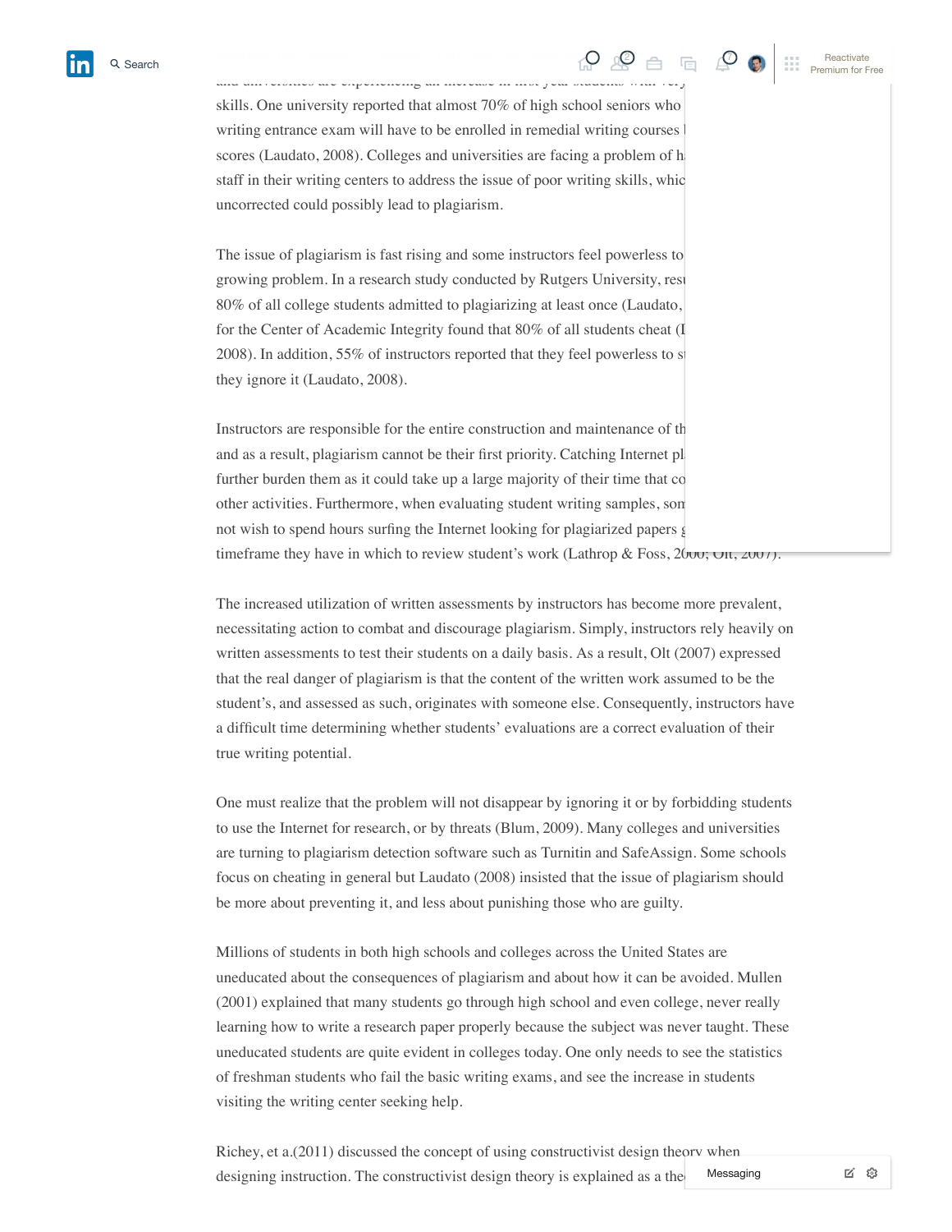skills. One university reported that almost 70% of high school seniors who writing entrance exam will have to be enrolled in remedial writing courses scores (Laudato, 2008). Colleges and universities are facing a problem of h staff in their writing centers to address the issue of poor writing skills, whic uncorrected could possibly lead to plagiarism.

The issue of plagiarism is fast rising and some instructors feel powerless to growing problem. In a research study conducted by Rutgers University, resu 80% of all college students admitted to plagiarizing at least once (Laudato, for the Center of Academic Integrity found that 80% of all students cheat (I 2008). In addition, 55% of instructors reported that they feel powerless to s they ignore it (Laudato, 2008).

Instructors are responsible for the entire construction and maintenance of th and as a result, plagiarism cannot be their first priority. Catching Internet pl further burden them as it could take up a large majority of their time that co other activities. Furthermore, when evaluating student writing samples, som not wish to spend hours surfing the Internet looking for plagiarized papers g timeframe they have in which to review student's work (Lathrop & Foss, 2000; Olt, 2007).

The increased utilization of written assessments by instructors has become more prevalent, necessitating action to combat and discourage plagiarism. Simply, instructors rely heavily on written assessments to test their students on a daily basis. As a result, Olt (2007) expressed that the real danger of plagiarism is that the content of the written work assumed to be the student's, and assessed as such, originates with someone else. Consequently, instructors have a difficult time determining whether students' evaluations are a correct evaluation of their true writing potential.

One must realize that the problem will not disappear by ignoring it or by forbidding students to use the Internet for research, or by threats (Blum, 2009). Many colleges and universities are turning to plagiarism detection software such as Turnitin and SafeAssign. Some schools focus on cheating in general but Laudato (2008) insisted that the issue of plagiarism should be more about preventing it, and less about punishing those who are guilty.

Millions of students in both high schools and colleges across the United States are uneducated about the consequences of plagiarism and about how it can be avoided. Mullen (2001) explained that many students go through high school and even college, never really learning how to write a research paper properly because the subject was never taught. These uneducated students are quite evident in colleges today. One only needs to see the statistics of freshman students who fail the basic writing exams, and see the increase in students visiting the writing center seeking help.

Richey, et a.(2011) discussed the concept of using constructivist design theory when designing instruction. The constructivist design theory is explained as a the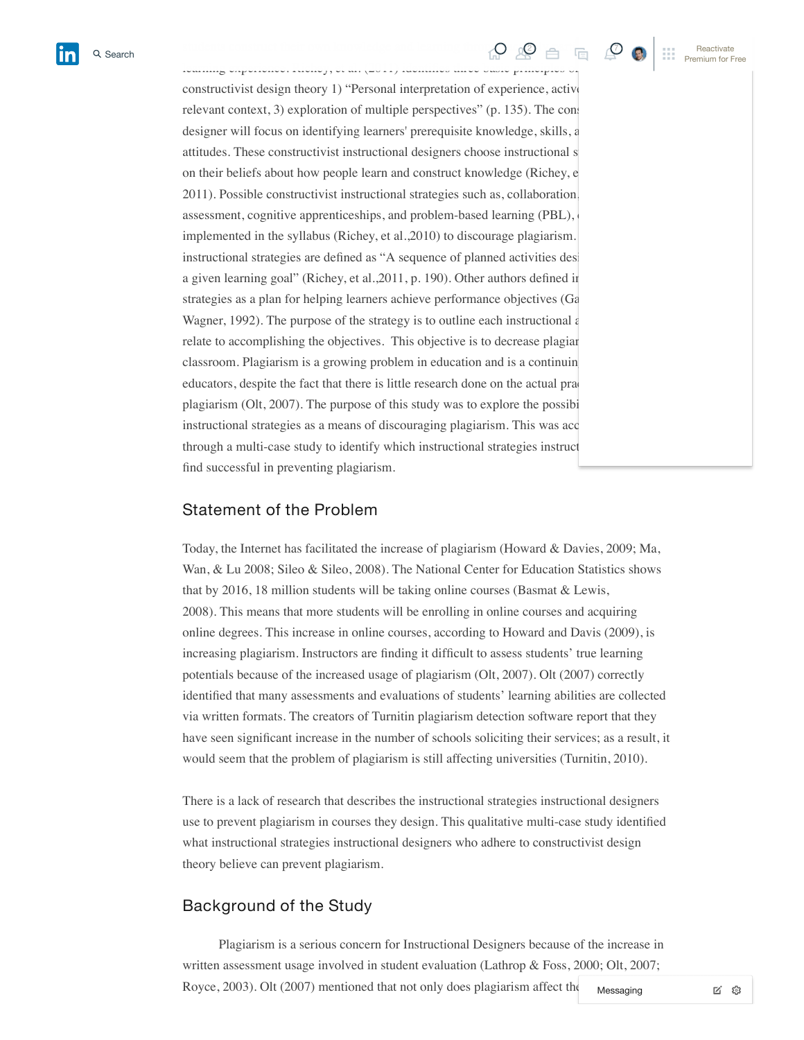constructivist design theory 1) "Personal interpretation of experience, activ relevant context, 3) exploration of multiple perspectives" (p. 135). The con designer will focus on identifying learners' prerequisite knowledge, skills, a attitudes. These constructivist instructional designers choose instructional s on their beliefs about how people learn and construct knowledge (Richey, e 2011). Possible constructivist instructional strategies such as, collaboration, assessment, cognitive apprenticeships, and problem-based learning (PBL), implemented in the syllabus (Richey, et al.,2010) to discourage plagiarism. instructional strategies are defined as "A sequence of planned activities des a given learning goal" (Richey, et al.,2011, p. 190). Other authors defined in strategies as a plan for helping learners achieve performance objectives (Ga Wagner, 1992). The purpose of the strategy is to outline each instructional a relate to accomplishing the objectives. This objective is to decrease plagiar classroom. Plagiarism is a growing problem in education and is a continuin educators, despite the fact that there is little research done on the actual pra plagiarism (Olt, 2007). The purpose of this study was to explore the possibi instructional strategies as a means of discouraging plagiarism. This was acc through a multi-case study to identify which instructional strategies instruct find successful in preventing plagiarism.

## Statement of the Problem

Today, the Internet has facilitated the increase of plagiarism (Howard & Davies, 2009; Ma, Wan, & Lu 2008; Sileo & Sileo, 2008). The National Center for Education Statistics shows that by 2016, 18 million students will be taking online courses (Basmat & Lewis, 2008). This means that more students will be enrolling in online courses and acquiring online degrees. This increase in online courses, according to Howard and Davis (2009), is increasing plagiarism. Instructors are finding it difficult to assess students' true learning potentials because of the increased usage of plagiarism (Olt, 2007). Olt (2007) correctly identified that many assessments and evaluations of students' learning abilities are collected via written formats. The creators of Turnitin plagiarism detection software report that they have seen significant increase in the number of schools soliciting their services; as a result, it would seem that the problem of plagiarism is still affecting universities (Turnitin, 2010).

There is a lack of research that describes the instructional strategies instructional designers use to prevent plagiarism in courses they design. This qualitative multi-case study identified what instructional strategies instructional designers who adhere to constructivist design theory believe can prevent plagiarism.

## Background of the Study

Plagiarism is a serious concern for Instructional Designers because of the increase in written assessment usage involved in student evaluation (Lathrop & Foss, 2000; Olt, 2007; Royce, 2003). Olt (2007) mentioned that not only does plagiarism affect the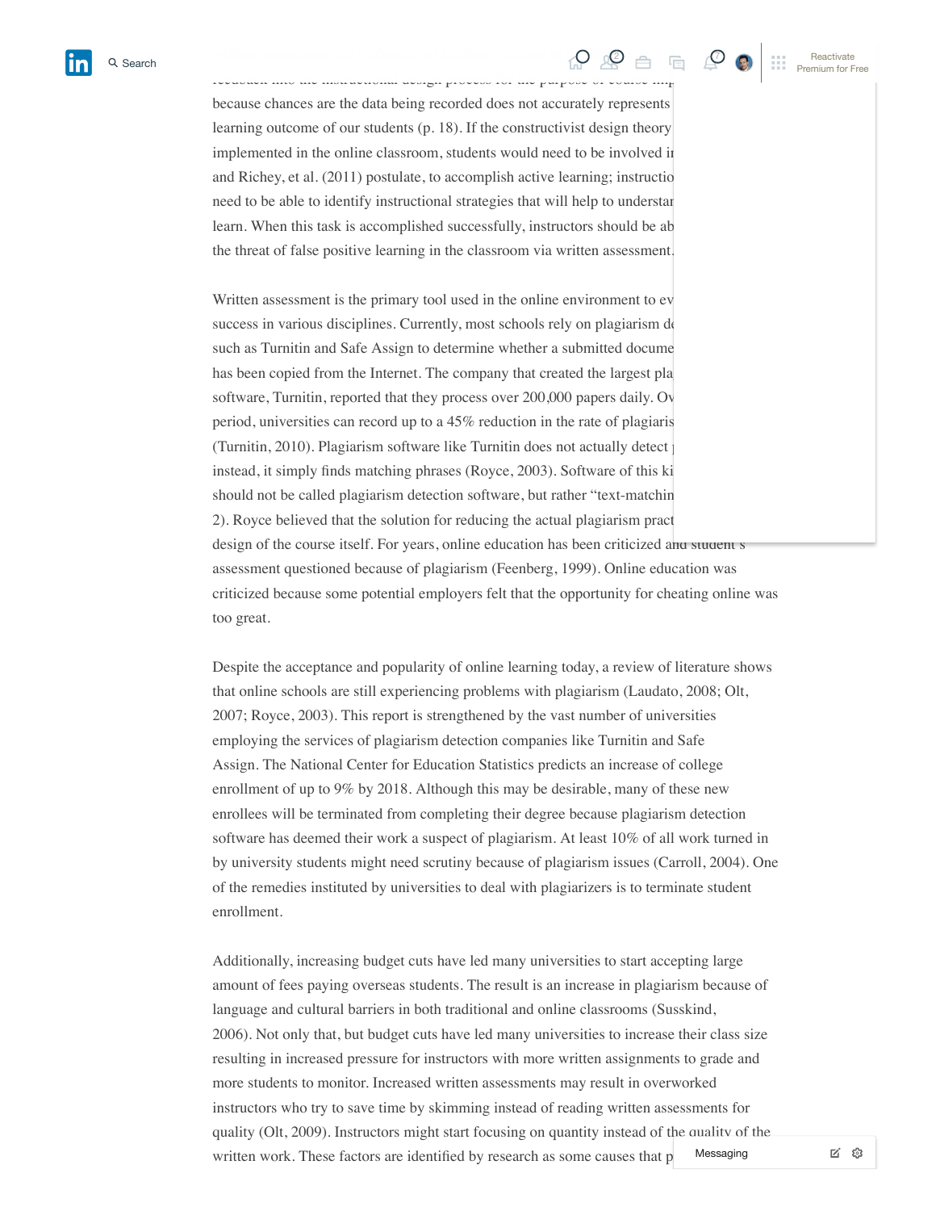because chances are the data being recorded does not accurately represents learning outcome of our students (p. 18). If the constructivist design theory implemented in the online classroom, students would need to be involved i and Richey, et al. (2011) postulate, to accomplish active learning; instructio need to be able to identify instructional strategies that will help to understa learn. When this task is accomplished successfully, instructors should be ab the threat of false positive learning in the classroom via written assessment.

Written assessment is the primary tool used in the online environment to ev success in various disciplines. Currently, most schools rely on plagiarism d such as Turnitin and Safe Assign to determine whether a submitted docume has been copied from the Internet. The company that created the largest pla software, Turnitin, reported that they process over 200,000 papers daily. Ov period, universities can record up to a 45% reduction in the rate of plagiaris (Turnitin, 2010). Plagiarism software like Turnitin does not actually detect instead, it simply finds matching phrases (Royce, 2003). Software of this ki should not be called plagiarism detection software, but rather "text-matchin 2). Royce believed that the solution for reducing the actual plagiarism pract design of the course itself. For years, online education has been criticized and student's assessment questioned because of plagiarism (Feenberg, 1999). Online education was criticized because some potential employers felt that the opportunity for cheating online was too great.

Despite the acceptance and popularity of online learning today, a review of literature shows that online schools are still experiencing problems with plagiarism (Laudato, 2008; Olt, 2007; Royce, 2003). This report is strengthened by the vast number of universities employing the services of plagiarism detection companies like Turnitin and Safe Assign. The National Center for Education Statistics predicts an increase of college enrollment of up to 9% by 2018. Although this may be desirable, many of these new enrollees will be terminated from completing their degree because plagiarism detection software has deemed their work a suspect of plagiarism. At least 10% of all work turned in by university students might need scrutiny because of plagiarism issues (Carroll, 2004). One of the remedies instituted by universities to deal with plagiarizers is to terminate student enrollment.

Additionally, increasing budget cuts have led many universities to start accepting large amount of fees paying overseas students. The result is an increase in plagiarism because of language and cultural barriers in both traditional and online classrooms (Susskind, 2006). Not only that, but budget cuts have led many universities to increase their class size resulting in increased pressure for instructors with more written assignments to grade and more students to monitor. Increased written assessments may result in overworked instructors who try to save time by skimming instead of reading written assessments for quality (Olt, 2009). Instructors might start focusing on quantity instead of the quality of the written work. These factors are identified by research as some causes that p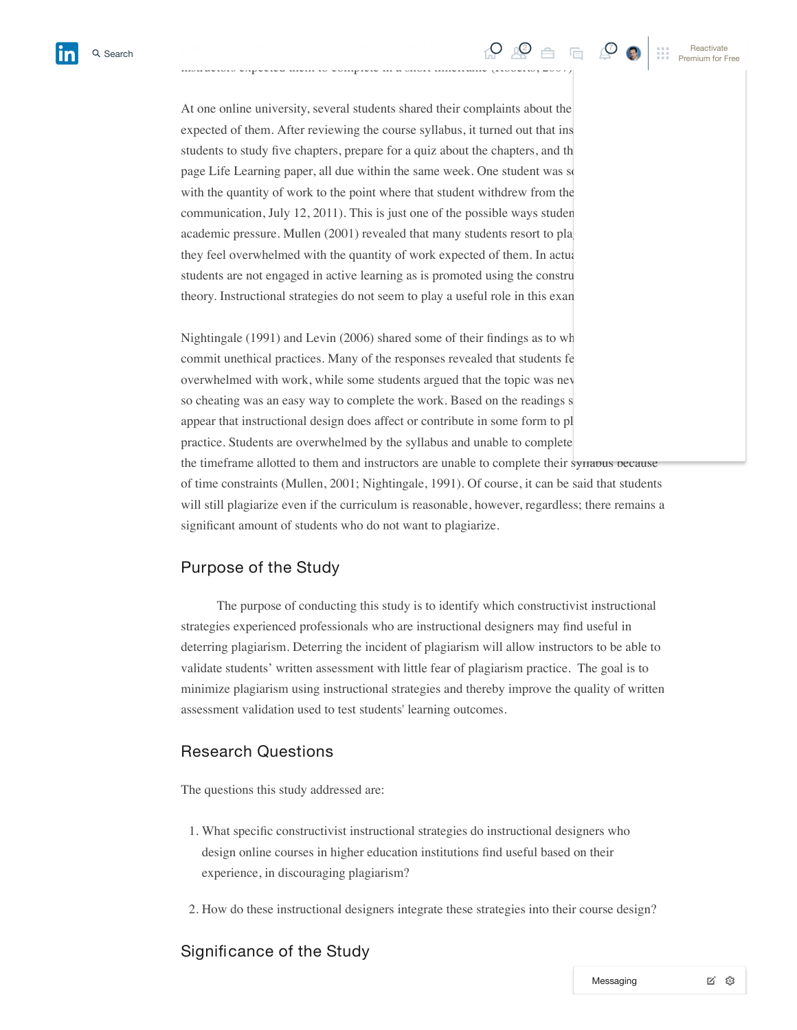At one online university, several students shared their complaints about the expected of them. After reviewing the course syllabus, it turned out that ins students to study five chapters, prepare for a quiz about the chapters, and th page Life Learning paper, all due within the same week. One student was s with the quantity of work to the point where that student withdrew from the communication, July 12, 2011). This is just one of the possible ways studen academic pressure. Mullen (2001) revealed that many students resort to pla they feel overwhelmed with the quantity of work expected of them. In actua students are not engaged in active learning as is promoted using the constru theory. Instructional strategies do not seem to play a useful role in this exan

Nightingale (1991) and Levin (2006) shared some of their findings as to wh commit unethical practices. Many of the responses revealed that students fe overwhelmed with work, while some students argued that the topic was nev so cheating was an easy way to complete the work. Based on the readings s appear that instructional design does affect or contribute in some form to pl practice. Students are overwhelmed by the syllabus and unable to complete the timeframe allotted to them and instructors are unable to complete their syllabus because of time constraints (Mullen, 2001; Nightingale, 1991). Of course, it can be said that students will still plagiarize even if the curriculum is reasonable, however, regardless; there remains a significant amount of students who do not want to plagiarize.

## Purpose of the Study

The purpose of conducting this study is to identify which constructivist instructional strategies experienced professionals who are instructional designers may find useful in deterring plagiarism. Deterring the incident of plagiarism will allow instructors to be able to validate students' written assessment with little fear of plagiarism practice. The goal is to minimize plagiarism using instructional strategies and thereby improve the quality of written assessment validation used to test students' learning outcomes.

## Research Questions

The questions this study addressed are:

1. What specific constructivist instructional strategies do instructional designers who design online courses in higher education institutions find useful based on their experience, in discouraging plagiarism?

2. How do these instructional designers integrate these strategies into their course design?

## Significance of the Study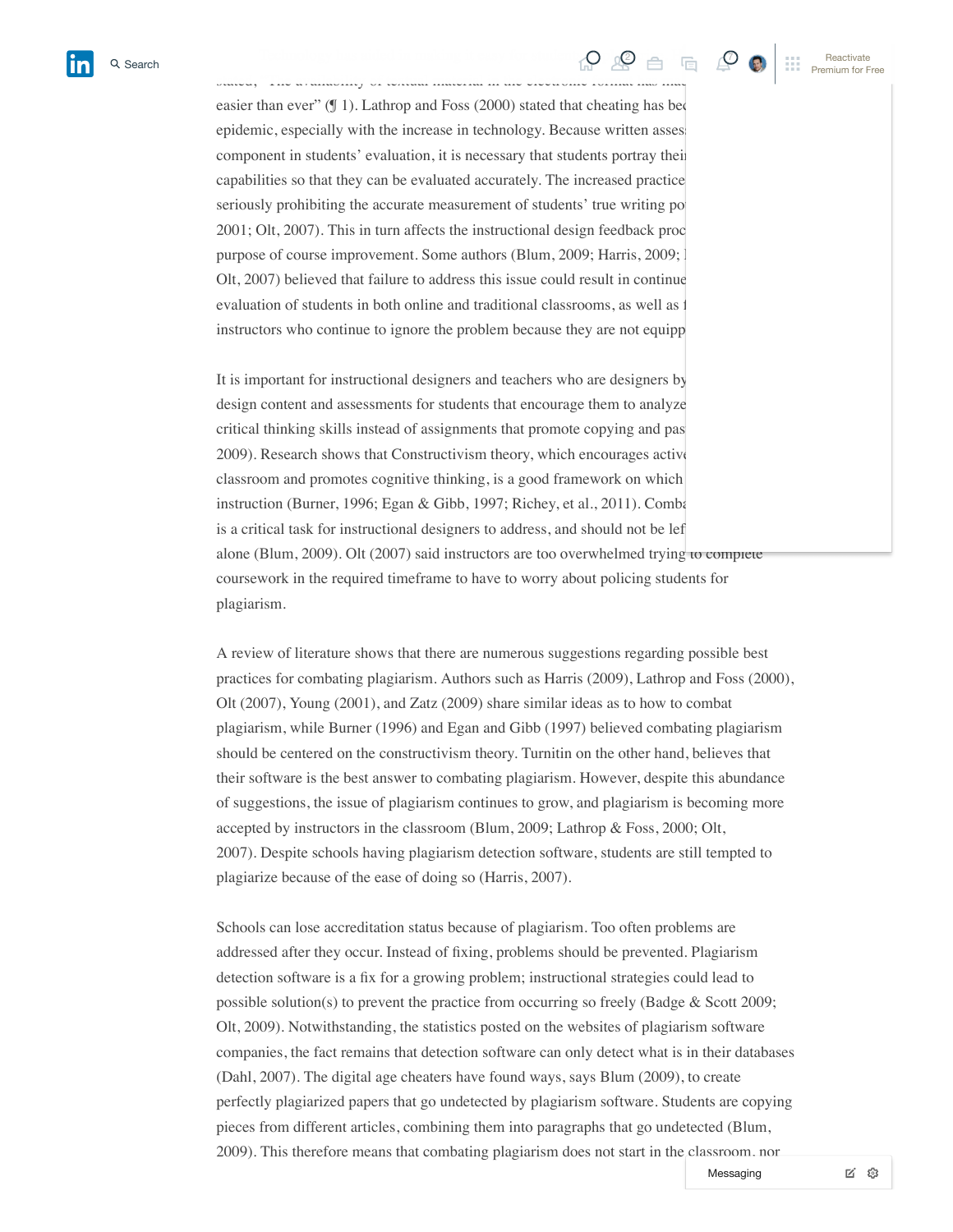easier than ever" (¶ 1). Lathrop and Foss (2000) stated that cheating has bec epidemic, especially with the increase in technology. Because written asses component in students' evaluation, it is necessary that students portray thei capabilities so that they can be evaluated accurately. The increased practice seriously prohibiting the accurate measurement of students' true writing po 2001; Olt, 2007). This in turn affects the instructional design feedback proc purpose of course improvement. Some authors (Blum, 2009; Harris, 2009; Olt, 2007) believed that failure to address this issue could result in continue evaluation of students in both online and traditional classrooms, as well as instructors who continue to ignore the problem because they are not equipp

It is important for instructional designers and teachers who are designers by design content and assessments for students that encourage them to analyze critical thinking skills instead of assignments that promote copying and pas 2009). Research shows that Constructivism theory, which encourages activ classroom and promotes cognitive thinking, is a good framework on which instruction (Burner, 1996; Egan & Gibb, 1997; Richey, et al., 2011). Comba is a critical task for instructional designers to address, and should not be lef alone (Blum, 2009). Olt (2007) said instructors are too overwhelmed trying to complete coursework in the required timeframe to have to worry about policing students for plagiarism.

A review of literature shows that there are numerous suggestions regarding possible best practices for combating plagiarism. Authors such as Harris (2009), Lathrop and Foss (2000), Olt (2007), Young (2001), and Zatz (2009) share similar ideas as to how to combat plagiarism, while Burner (1996) and Egan and Gibb (1997) believed combating plagiarism should be centered on the constructivism theory. Turnitin on the other hand, believes that their software is the best answer to combating plagiarism. However, despite this abundance of suggestions, the issue of plagiarism continues to grow, and plagiarism is becoming more accepted by instructors in the classroom (Blum, 2009; Lathrop & Foss, 2000; Olt, 2007). Despite schools having plagiarism detection software, students are still tempted to plagiarize because of the ease of doing so (Harris, 2007).

Schools can lose accreditation status because of plagiarism. Too often problems are addressed after they occur. Instead of fixing, problems should be prevented. Plagiarism detection software is a fix for a growing problem; instructional strategies could lead to possible solution(s) to prevent the practice from occurring so freely (Badge & Scott 2009; Olt, 2009). Notwithstanding, the statistics posted on the websites of plagiarism software companies, the fact remains that detection software can only detect what is in their databases (Dahl, 2007). The digital age cheaters have found ways, says Blum (2009), to create perfectly plagiarized papers that go undetected by plagiarism software. Students are copying pieces from different articles, combining them into paragraphs that go undetected (Blum, 2009). This therefore means that combating plagiarism does not start in the classroom, nor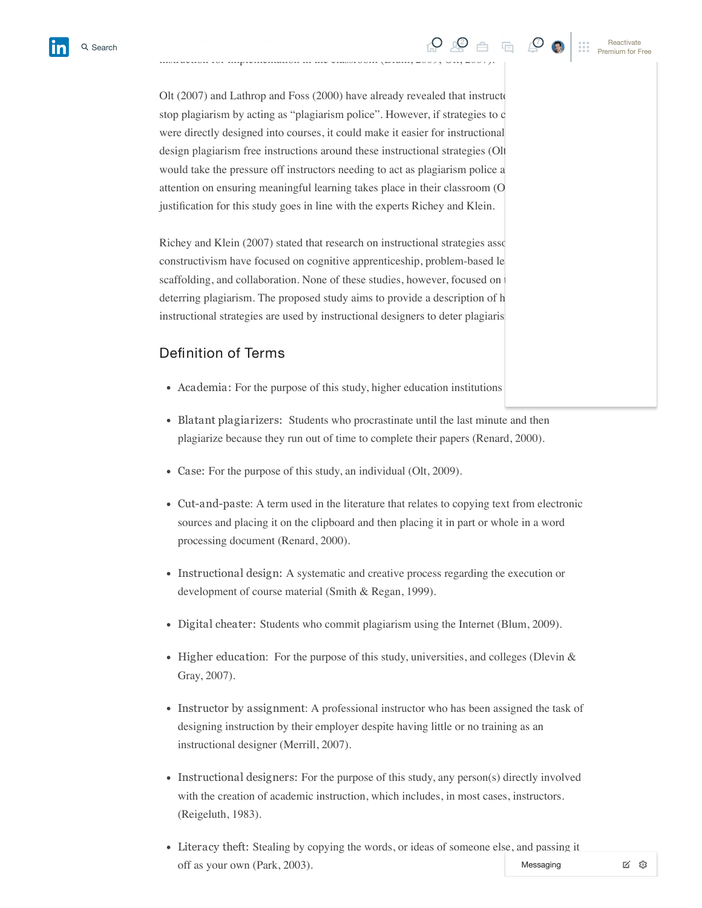Olt (2007) and Lathrop and Foss (2000) have already revealed that instructo stop plagiarism by acting as "plagiarism police". However, if strategies to c were directly designed into courses, it could make it easier for instructional design plagiarism free instructions around these instructional strategies (Olt would take the pressure off instructors needing to act as plagiarism police a attention on ensuring meaningful learning takes place in their classroom (O justification for this study goes in line with the experts Richey and Klein.

Richey and Klein (2007) stated that research on instructional strategies asso constructivism have focused on cognitive apprenticeship, problem-based le scaffolding, and collaboration. None of these studies, however, focused on deterring plagiarism. The proposed study aims to provide a description of h instructional strategies are used by instructional designers to deter plagiaris

## Definition of Terms

- Academia: For the purpose of this study, higher education institutions
- Blatant plagiarizers: Students who procrastinate until the last minute and then plagiarize because they run out of time to complete their papers (Renard, 2000).
- Case: For the purpose of this study, an individual (Olt, 2009).
- Cut-and-paste: A term used in the literature that relates to copying text from electronic sources and placing it on the clipboard and then placing it in part or whole in a word processing document (Renard, 2000).
- Instructional design: A systematic and creative process regarding the execution or development of course material (Smith & Regan, 1999).
- Digital cheater: Students who commit plagiarism using the Internet (Blum, 2009).
- Higher education: For the purpose of this study, universities, and colleges (Dlevin & Gray, 2007).
- Instructor by assignment: A professional instructor who has been assigned the task of designing instruction by their employer despite having little or no training as an instructional designer (Merrill, 2007).
- Instructional designers: For the purpose of this study, any person(s) directly involved with the creation of academic instruction, which includes, in most cases, instructors. (Reigeluth, 1983).
- Literacy theft: Stealing by copying the words, or ideas of someone else, and passing it off as your own (Park, 2003).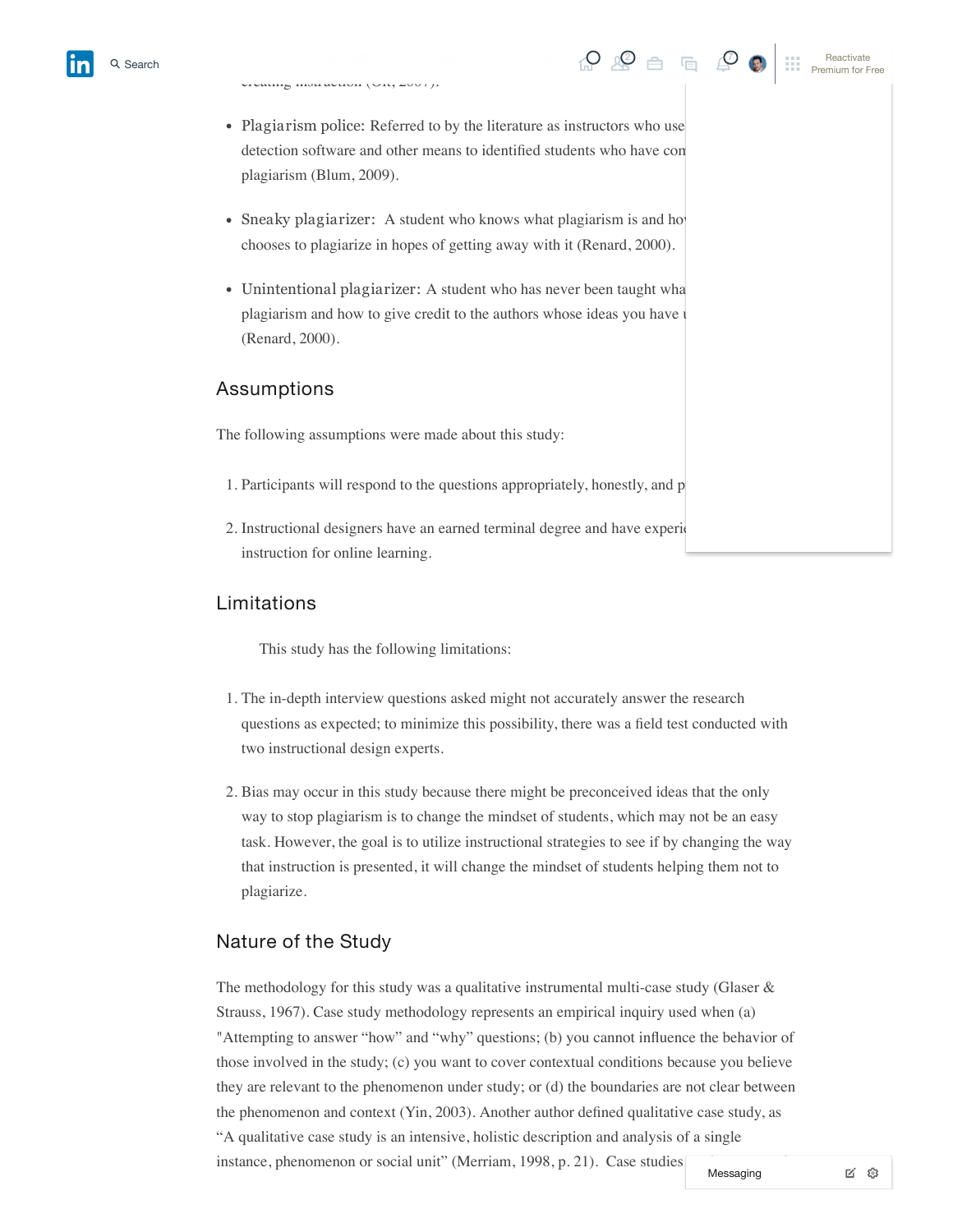- Plagiarism police: Referred to by the literature as instructors who use detection software and other means to identified students who have com plagiarism (Blum, 2009).

- Sneaky plagiarizer: A student who knows what plagiarism is and how chooses to plagiarize in hopes of getting away with it (Renard, 2000).

- Unintentional plagiarizer: A student who has never been taught wha plagiarism and how to give credit to the authors whose ideas you have (Renard, 2000).

## Assumptions

The following assumptions were made about this study:

1. Participants will respond to the questions appropriately, honestly, and p

2. Instructional designers have an earned terminal degree and have experi instruction for online learning.

## Limitations

This study has the following limitations:

1. The in-depth interview questions asked might not accurately answer the research questions as expected; to minimize this possibility, there was a field test conducted with two instructional design experts.

2. Bias may occur in this study because there might be preconceived ideas that the only way to stop plagiarism is to change the mindset of students, which may not be an easy task. However, the goal is to utilize instructional strategies to see if by changing the way that instruction is presented, it will change the mindset of students helping them not to plagiarize.

## Nature of the Study

The methodology for this study was a qualitative instrumental multi-case study (Glaser & Strauss, 1967). Case study methodology represents an empirical inquiry used when (a) "Attempting to answer "how" and "why" questions; (b) you cannot influence the behavior of those involved in the study; (c) you want to cover contextual conditions because you believe they are relevant to the phenomenon under study; or (d) the boundaries are not clear between the phenomenon and context (Yin, 2003). Another author defined qualitative case study, as "A qualitative case study is an intensive, holistic description and analysis of a single instance, phenomenon or social unit" (Merriam, 1998, p. 21). Case studies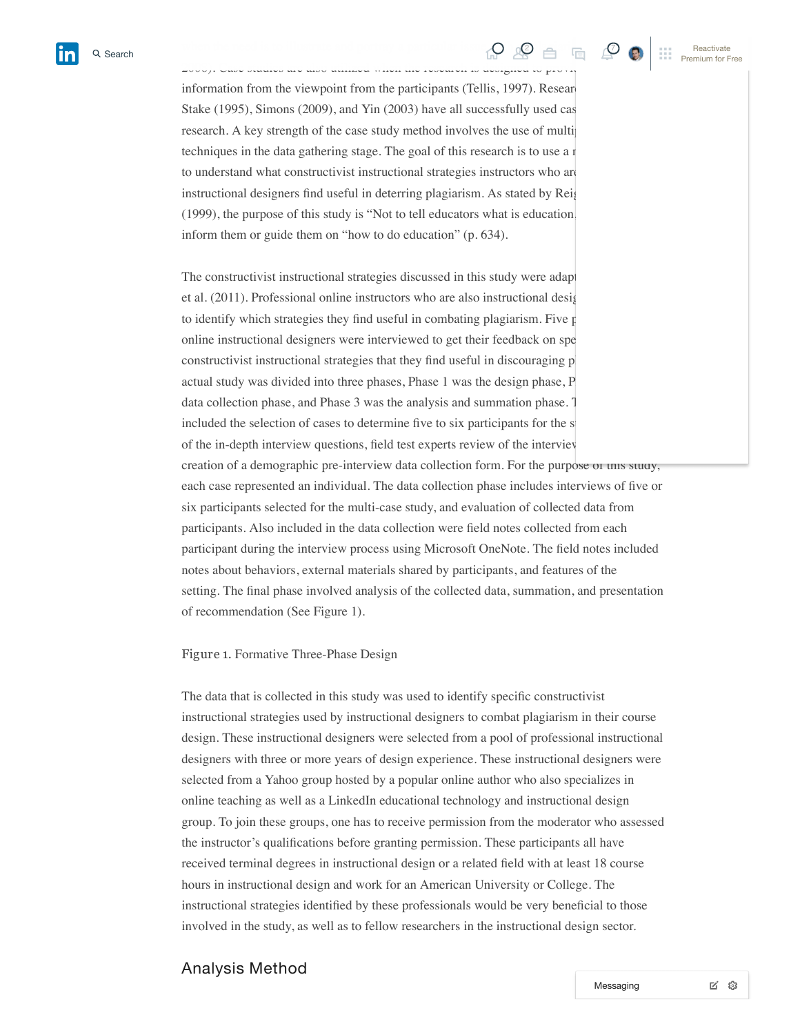information from the viewpoint from the participants (Tellis, 1997). Resear
Stake (1995), Simons (2009), and Yin (2003) have all successfully used cas
research. A key strength of the case study method involves the use of multi
techniques in the data gathering stage. The goal of this research is to use a r
to understand what constructivist instructional strategies instructors who ar
instructional designers find useful in deterring plagiarism. As stated by Rei
(1999), the purpose of this study is “Not to tell educators what is education
inform them or guide them on “how to do education” (p. 634).

The constructivist instructional strategies discussed in this study were adapt
et al. (2011). Professional online instructors who are also instructional desig
to identify which strategies they find useful in combating plagiarism. Five p
online instructional designers were interviewed to get their feedback on spe
constructivist instructional strategies that they find useful in discouraging p
actual study was divided into three phases, Phase 1 was the design phase, P
data collection phase, and Phase 3 was the analysis and summation phase. T
included the selection of cases to determine five to six participants for the s
of the in-depth interview questions, field test experts review of the intervie
creation of a demographic pre-interview data collection form. For the purpose of this study, each case represented an individual. The data collection phase includes interviews of five or six participants selected for the multi-case study, and evaluation of collected data from participants. Also included in the data collection were field notes collected from each participant during the interview process using Microsoft OneNote. The field notes included notes about behaviors, external materials shared by participants, and features of the setting. The final phase involved analysis of the collected data, summation, and presentation of recommendation (See Figure 1).

Figure 1. Formative Three-Phase Design

The data that is collected in this study was used to identify specific constructivist instructional strategies used by instructional designers to combat plagiarism in their course design. These instructional designers were selected from a pool of professional instructional designers with three or more years of design experience. These instructional designers were selected from a Yahoo group hosted by a popular online author who also specializes in online teaching as well as a LinkedIn educational technology and instructional design group. To join these groups, one has to receive permission from the moderator who assessed the instructor’s qualifications before granting permission. These participants all have received terminal degrees in instructional design or a related field with at least 18 course hours in instructional design and work for an American University or College. The instructional strategies identified by these professionals would be very beneficial to those involved in the study, as well as to fellow researchers in the instructional design sector.

## Analysis Method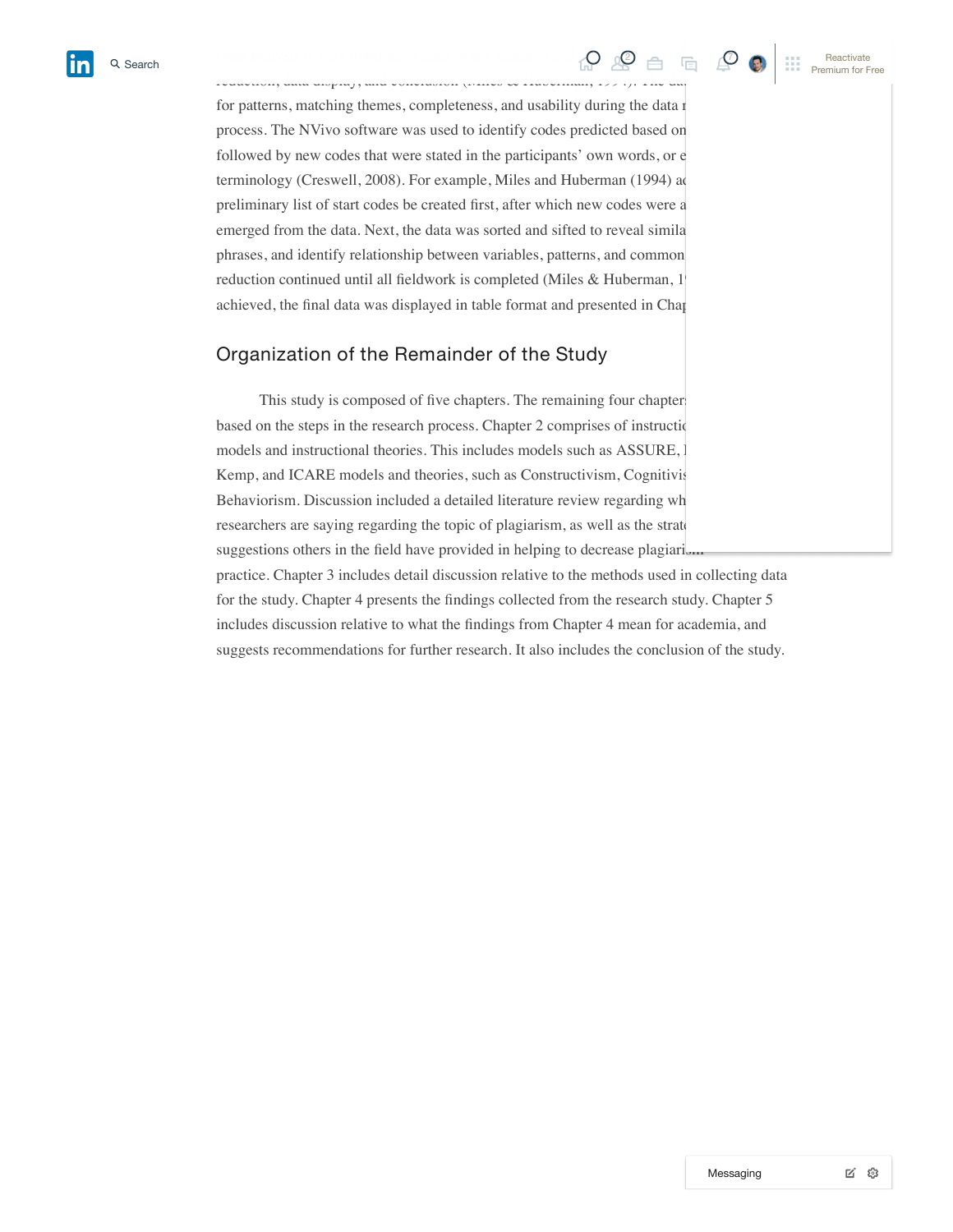reduction, data display, and conclusion (Miles & Huberman, 1994). The da
for patterns, matching themes, completeness, and usability during the data r
process. The NVivo software was used to identify codes predicted based on
followed by new codes that were stated in the participants' own words, or e
terminology (Creswell, 2008). For example, Miles and Huberman (1994) ad
preliminary list of start codes be created first, after which new codes were a
emerged from the data. Next, the data was sorted and sifted to reveal simila
phrases, and identify relationship between variables, patterns, and common
reduction continued until all fieldwork is completed (Miles & Huberman, 1
achieved, the final data was displayed in table format and presented in Chap

## Organization of the Remainder of the Study

This study is composed of five chapters. The remaining four chapters
based on the steps in the research process. Chapter 2 comprises of instructio
models and instructional theories. This includes models such as ASSURE, I
Kemp, and ICARE models and theories, such as Constructivism, Cognitivis
Behaviorism. Discussion included a detailed literature review regarding wh
researchers are saying regarding the topic of plagiarism, as well as the strat
suggestions others in the field have provided in helping to decrease plagiarism
practice. Chapter 3 includes detail discussion relative to the methods used in collecting data for the study. Chapter 4 presents the findings collected from the research study. Chapter 5 includes discussion relative to what the findings from Chapter 4 mean for academia, and suggests recommendations for further research. It also includes the conclusion of the study.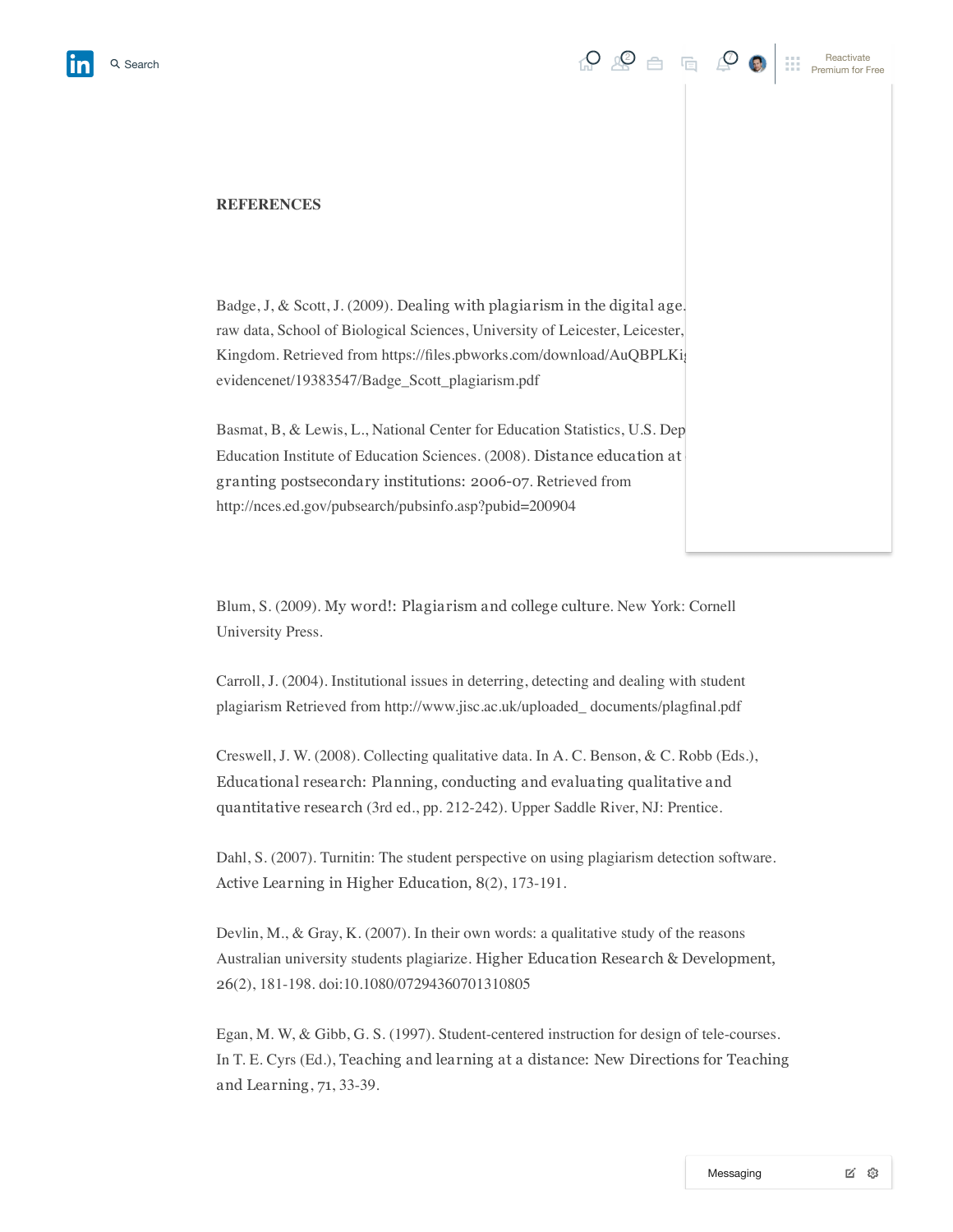## REFERENCES

Badge, J, & Scott, J. (2009). Dealing with plagiarism in the digital age. raw data, School of Biological Sciences, University of Leicester, Leicester, Kingdom. Retrieved from https://files.pbworks.com/download/AuQBPLKi evidencenet/19383547/Badge_Scott_plagiarism.pdf

Basmat, B, & Lewis, L., National Center for Education Statistics, U.S. Dep Education Institute of Education Sciences. (2008). Distance education at granting postsecondary institutions: 2006-07. Retrieved from http://nces.ed.gov/pubsearch/pubsinfo.asp?pubid=200904

Blum, S. (2009). My word!: Plagiarism and college culture. New York: Cornell University Press.

Carroll, J. (2004). Institutional issues in deterring, detecting and dealing with student plagiarism Retrieved from http://www.jisc.ac.uk/uploaded_ documents/plagfinal.pdf

Creswell, J. W. (2008). Collecting qualitative data. In A. C. Benson, & C. Robb (Eds.), Educational research: Planning, conducting and evaluating qualitative and quantitative research (3rd ed., pp. 212-242). Upper Saddle River, NJ: Prentice.

Dahl, S. (2007). Turnitin: The student perspective on using plagiarism detection software. Active Learning in Higher Education, 8(2), 173-191.

Devlin, M., & Gray, K. (2007). In their own words: a qualitative study of the reasons Australian university students plagiarize. Higher Education Research & Development, 26(2), 181-198. doi:10.1080/07294360701310805

Egan, M. W, & Gibb, G. S. (1997). Student-centered instruction for design of tele-courses. In T. E. Cyrs (Ed.), Teaching and learning at a distance: New Directions for Teaching and Learning, 71, 33-39.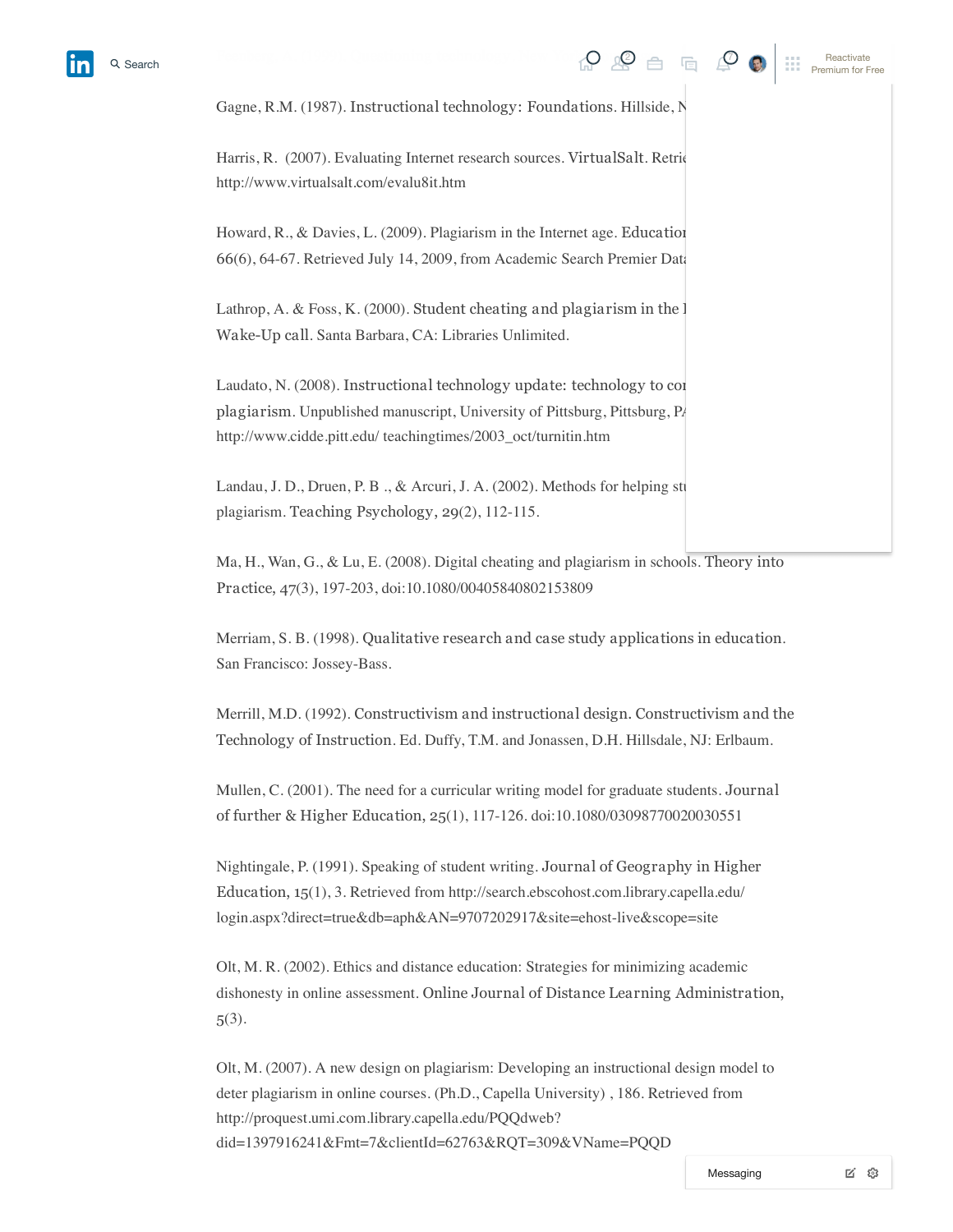Gagne, R.M. (1987). Instructional technology: Foundations. Hillside, N

Harris, R. (2007). Evaluating Internet research sources. VirtualSalt. Retri
http://www.virtualsalt.com/evalu8it.htm

Howard, R., & Davies, L. (2009). Plagiarism in the Internet age. Educatio
66(6), 64-67. Retrieved July 14, 2009, from Academic Search Premier Dat

Lathrop, A. & Foss, K. (2000). Student cheating and plagiarism in the I
Wake-Up call. Santa Barbara, CA: Libraries Unlimited.

Laudato, N. (2008). Instructional technology update: technology to co
plagiarism. Unpublished manuscript, University of Pittsburg, Pittsburg, P
http://www.cidde.pitt.edu/ teachingtimes/2003_oct/turnitin.htm

Landau, J. D., Druen, P. B ., & Arcuri, J. A. (2002). Methods for helping st
plagiarism. Teaching Psychology, 29(2), 112-115.

Ma, H., Wan, G., & Lu, E. (2008). Digital cheating and plagiarism in schools. Theory into Practice, 47(3), 197-203, doi:10.1080/00405840802153809

Merriam, S. B. (1998). Qualitative research and case study applications in education. San Francisco: Jossey-Bass.

Merrill, M.D. (1992). Constructivism and instructional design. Constructivism and the Technology of Instruction. Ed. Duffy, T.M. and Jonassen, D.H. Hillsdale, NJ: Erlbaum.

Mullen, C. (2001). The need for a curricular writing model for graduate students. Journal of further & Higher Education, 25(1), 117-126. doi:10.1080/03098770020030551

Nightingale, P. (1991). Speaking of student writing. Journal of Geography in Higher Education, 15(1), 3. Retrieved from http://search.ebscohost.com.library.capella.edu/login.aspx?direct=true&db=aph&AN=9707202917&site=ehost-live&scope=site

Olt, M. R. (2002). Ethics and distance education: Strategies for minimizing academic dishonesty in online assessment. Online Journal of Distance Learning Administration, 5(3).

Olt, M. (2007). A new design on plagiarism: Developing an instructional design model to deter plagiarism in online courses. (Ph.D., Capella University) , 186. Retrieved from http://proquest.umi.com.library.capella.edu/PQDweb?did=1397916241&Fmt=7&clientId=62763&RQT=309&VName=PQD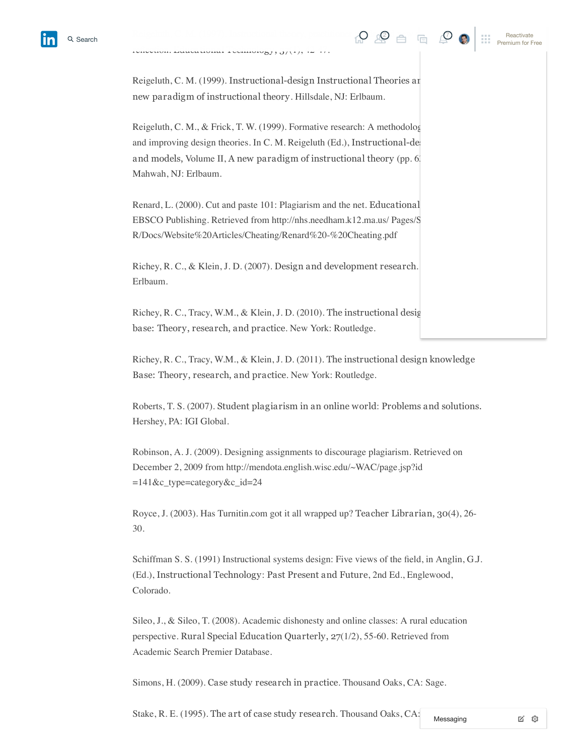Reigeluth, C. M. (1999). Instructional-design Instructional Theories ar new paradigm of instructional theory. Hillsdale, NJ: Erlbaum.

Reigeluth, C. M., & Frick, T. W. (1999). Formative research: A methodolog and improving design theories. In C. M. Reigeluth (Ed.), Instructional-de and models, Volume II, A new paradigm of instructional theory (pp. 6 Mahwah, NJ: Erlbaum.

Renard, L. (2000). Cut and paste 101: Plagiarism and the net. Educational EBSCO Publishing. Retrieved from http://nhs.needham.k12.ma.us/ Pages/S R/Docs/Website%20Articles/Cheating/Renard%20-%20Cheating.pdf

Richey, R. C., & Klein, J. D. (2007). Design and development research. Erlbaum.

Richey, R. C., Tracy, W.M., & Klein, J. D. (2010). The instructional desig base: Theory, research, and practice. New York: Routledge.

Richey, R. C., Tracy, W.M., & Klein, J. D. (2011). The instructional design knowledge Base: Theory, research, and practice. New York: Routledge.

Roberts, T. S. (2007). Student plagiarism in an online world: Problems and solutions. Hershey, PA: IGI Global.

Robinson, A. J. (2009). Designing assignments to discourage plagiarism. Retrieved on December 2, 2009 from http://mendota.english.wisc.edu/~WAC/page.jsp?id =141&c_type=category&c_id=24

Royce, J. (2003). Has Turnitin.com got it all wrapped up? Teacher Librarian, 30(4), 26-30.

Schiffman S. S. (1991) Instructional systems design: Five views of the field, in Anglin, G.J. (Ed.), Instructional Technology: Past Present and Future, 2nd Ed., Englewood, Colorado.

Sileo, J., & Sileo, T. (2008). Academic dishonesty and online classes: A rural education perspective. Rural Special Education Quarterly, 27(1/2), 55-60. Retrieved from Academic Search Premier Database.

Simons, H. (2009). Case study research in practice. Thousand Oaks, CA: Sage.

Stake, R. E. (1995). The art of case study research. Thousand Oaks, CA: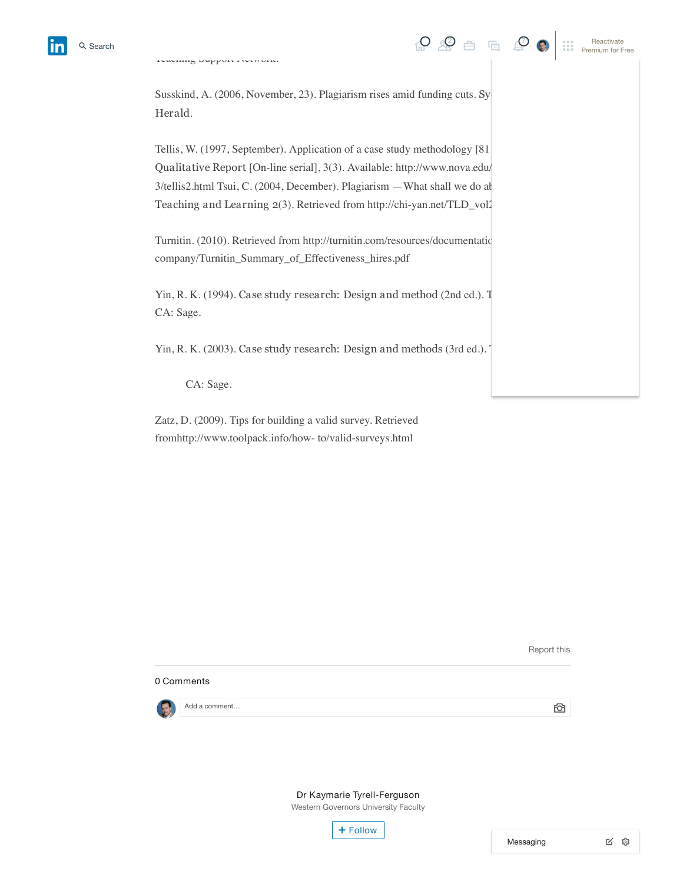Teaching Support Network.

Susskind, A. (2006, November, 23). Plagiarism rises amid funding cuts. Sy Herald.

Tellis, W. (1997, September). Application of a case study methodology [81 Qualitative Report [On-line serial], 3(3). Available: http://www.nova.edu/ 3/tellis2.html Tsui, C. (2004, December). Plagiarism —What shall we do ab Teaching and Learning 2(3). Retrieved from http://chi-yan.net/TLD_vol2

Turnitin. (2010). Retrieved from http://turnitin.com/resources/documentatio company/Turnitin_Summary_of_Effectiveness_hires.pdf

Yin, R. K. (1994). Case study research: Design and method (2nd ed.). T CA: Sage.

Yin, R. K. (2003). Case study research: Design and methods (3rd ed.). T

CA: Sage.

Zatz, D. (2009). Tips for building a valid survey. Retrieved fromhttp://www.toolpack.info/how- to/valid-surveys.html

Report this

0 Comments

Dr Kaymarie Tyrell-Ferguson

Western Governors University Faculty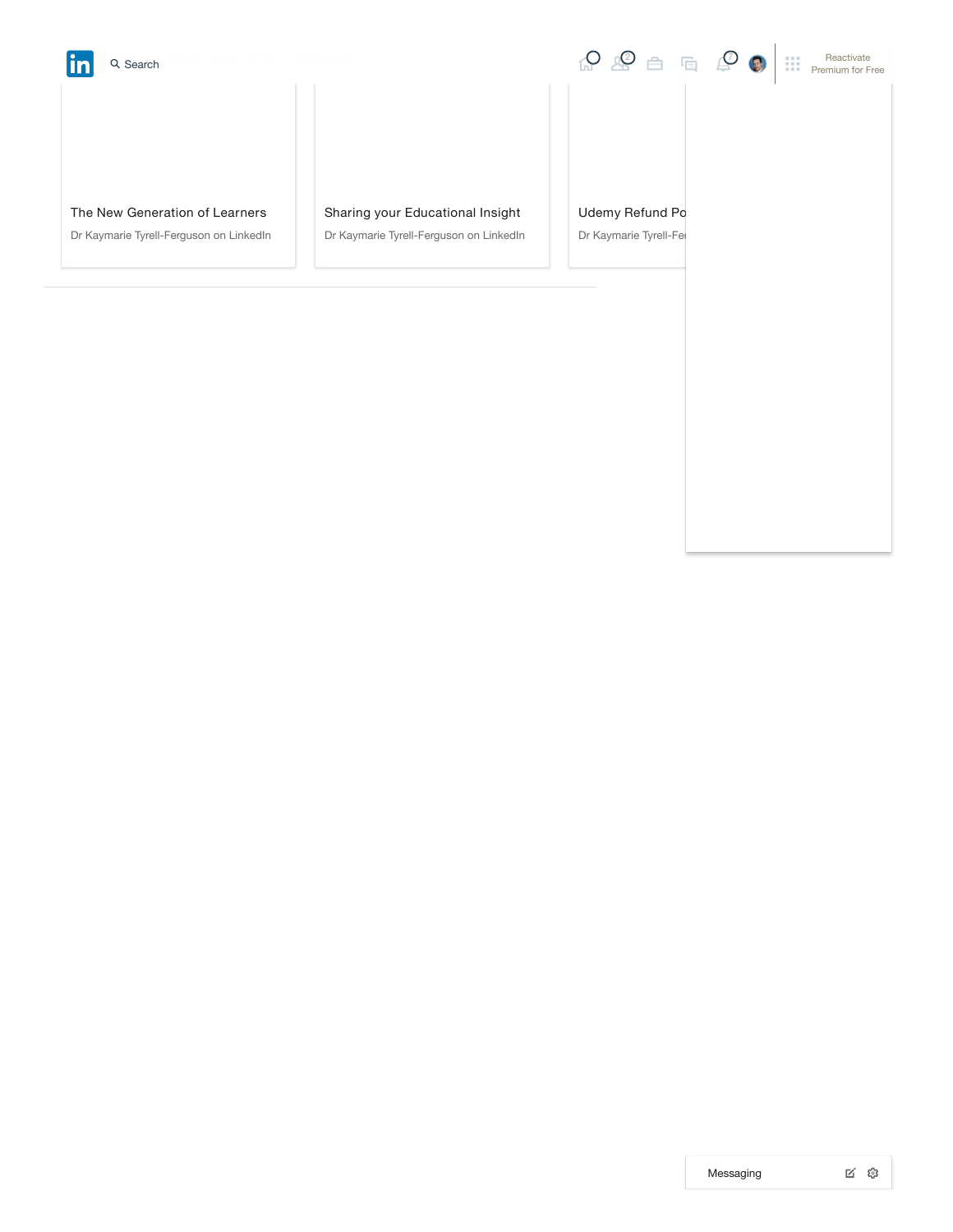The New Generation of Learners

Dr Kaymarie Tyrell-Ferguson on LinkedIn

Sharing your Educational Insight

Dr Kaymarie Tyrell-Ferguson on LinkedIn

Udemy Refund Po

Dr Kaymarie Tyrell-Fer